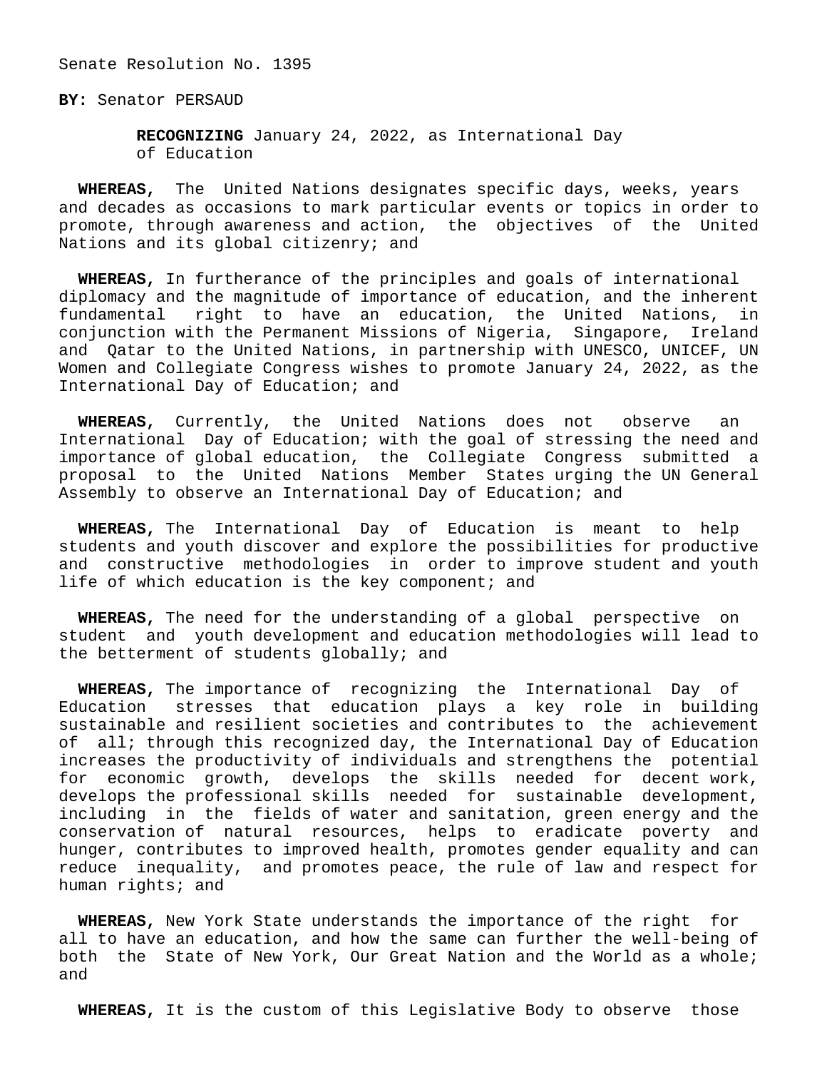Senate Resolution No. 1395

**BY:** Senator PERSAUD

**RECOGNIZING** January 24, 2022, as International Day of Education

**WHEREAS,** The United Nations designates specific days, weeks, years and decades as occasions to mark particular events or topics in order to promote, through awareness and action, the objectives of the United Nations and its global citizenry; and

**WHEREAS,** In furtherance of the principles and goals of international diplomacy and the magnitude of importance of education, and the inherent fundamental right to have an education, the United Nations, in conjunction with the Permanent Missions of Nigeria, Singapore, Ireland and Qatar to the United Nations, in partnership with UNESCO, UNICEF, UN Women and Collegiate Congress wishes to promote January 24, 2022, as the International Day of Education; and

**WHEREAS,** Currently, the United Nations does not observe an International Day of Education; with the goal of stressing the need and importance of global education, the Collegiate Congress submitted a proposal to the United Nations Member States urging the UN General Assembly to observe an International Day of Education; and

**WHEREAS,** The International Day of Education is meant to help students and youth discover and explore the possibilities for productive and constructive methodologies in order to improve student and youth life of which education is the key component; and

**WHEREAS,** The need for the understanding of a global perspective on student and youth development and education methodologies will lead to the betterment of students globally; and

**WHEREAS,** The importance of recognizing the International Day of Education stresses that education plays a key role in building sustainable and resilient societies and contributes to the achievement of all; through this recognized day, the International Day of Education increases the productivity of individuals and strengthens the potential for economic growth, develops the skills needed for decent work, develops the professional skills needed for sustainable development, including in the fields of water and sanitation, green energy and the conservation of natural resources, helps to eradicate poverty and hunger, contributes to improved health, promotes gender equality and can reduce inequality, and promotes peace, the rule of law and respect for human rights; and

**WHEREAS,** New York State understands the importance of the right for all to have an education, and how the same can further the well-being of both the State of New York, Our Great Nation and the World as a whole; and

**WHEREAS,** It is the custom of this Legislative Body to observe those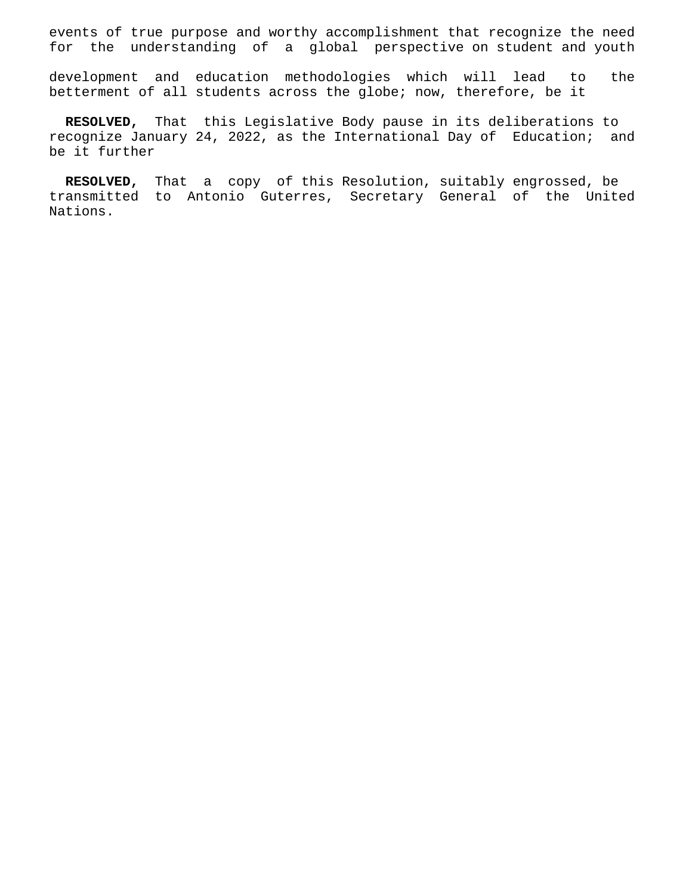events of true purpose and worthy accomplishment that recognize the need for the understanding of a global perspective on student and youth development and education methodologies which will lead to the betterment of all students across the globe; now, therefore, be it

**RESOLVED,** That this Legislative Body pause in its deliberations to recognize January 24, 2022, as the International Day of Education; and be it further

**RESOLVED,** That a copy of this Resolution, suitably engrossed, be transmitted to Antonio Guterres, Secretary General of the United Nations.